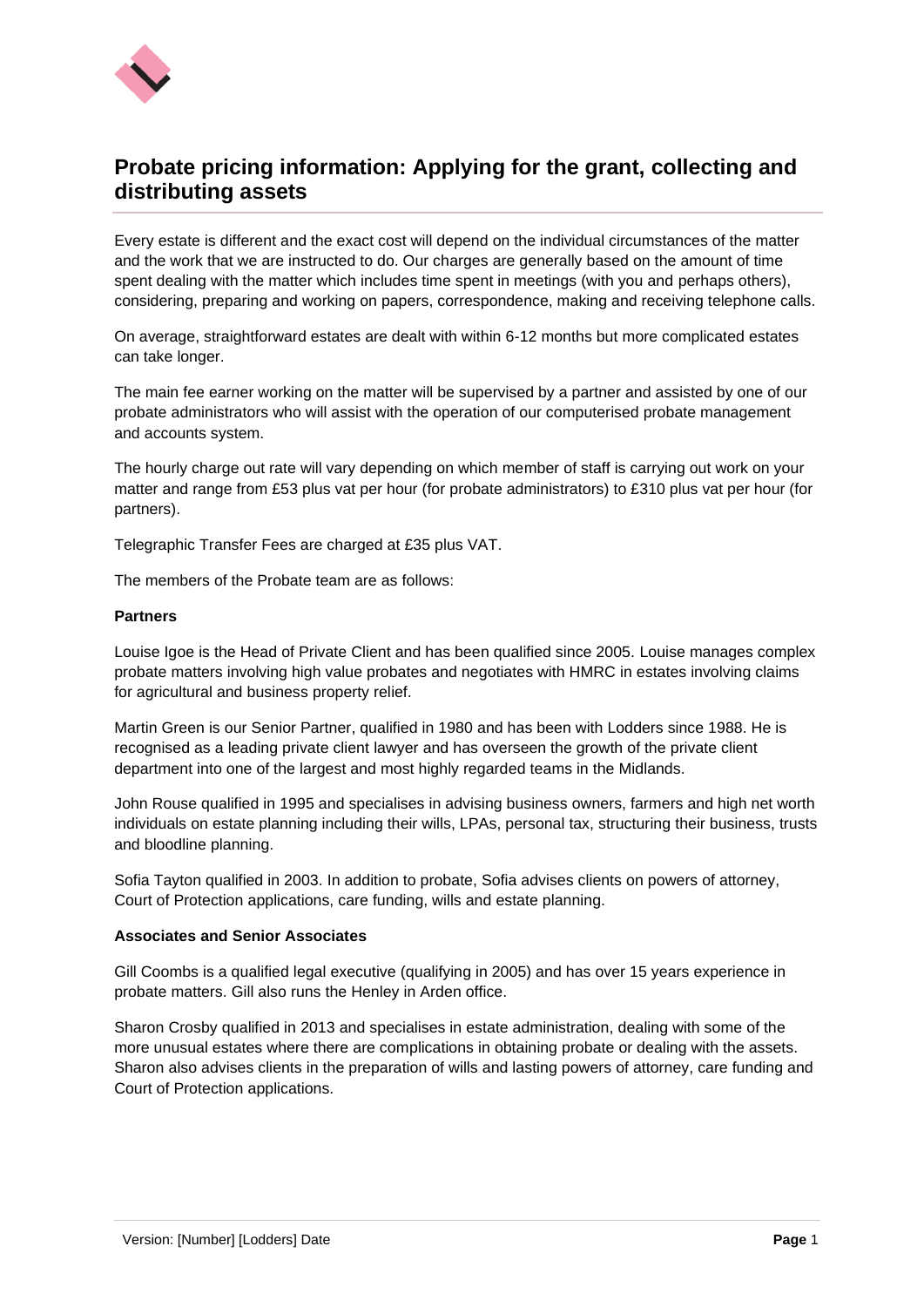# Probate pricing information: Applying for the grant, collecting and distributing assets

Every estate is different and the exact cost will depend on the individual circumstances of the matter and the work that we are instructed to do. Our charges are generally based on the amount of time spent dealing with the matter which includes time spent in meetings (with you and perhaps others), considering, preparing and working on papers, correspondence, making and receiving telephone calls.

On average, straightforward estates are dealt with within 6-12 months but more complicated estates can take longer.

The main fee earner working on the matter will be supervised by a partner and assisted by one of our probate administrators who will assist with the operation of our computerised probate management and accounts system.

The hourly charge out rate will vary depending on which member of staff is carrying out work on your matter and range from £53 plus vat per hour (for probate administrators) to £310 plus vat per hour (for partners).

Telegraphic Transfer Fees are charged at £35 plus VAT.

The members of the Probate team are as follows:

**Partners**

Louise Igoe is the Head of Private Client and has been qualified since 2005. Louise manages complex probate matters involving high value probates and negotiates with HMRC in estates involving claims for agricultural and business property relief.

Martin Green is our Senior Partner, qualified in 1980 and has been with Lodders since 1988. He is recognised as a leading private client lawyer and has overseen the growth of the private client department into one of the largest and most highly regarded teams in the Midlands.

John Rouse qualified in 1995 and specialises in advising business owners, farmers and high net worth individuals on estate planning including their wills, LPAs, personal tax, structuring their business, trusts and bloodline planning.

Sofia Tayton qualified in 2003. In addition to probate, Sofia advises clients on powers of attorney, Court of Protection applications, care funding, wills and estate planning.

**Associates and Senior Associates**

Gill Coombs is a qualified legal executive (qualifying in 2005) and has over 15 years experience in probate matters. Gill also runs the Henley in Arden office.

Sharon Crosby qualified in 2013 and specialises in estate administration, dealing with some of the more unusual estates where there are complications in obtaining probate or dealing with the assets. Sharon also advises clients in the preparation of wills and lasting powers of attorney, care funding and Court of Protection applications.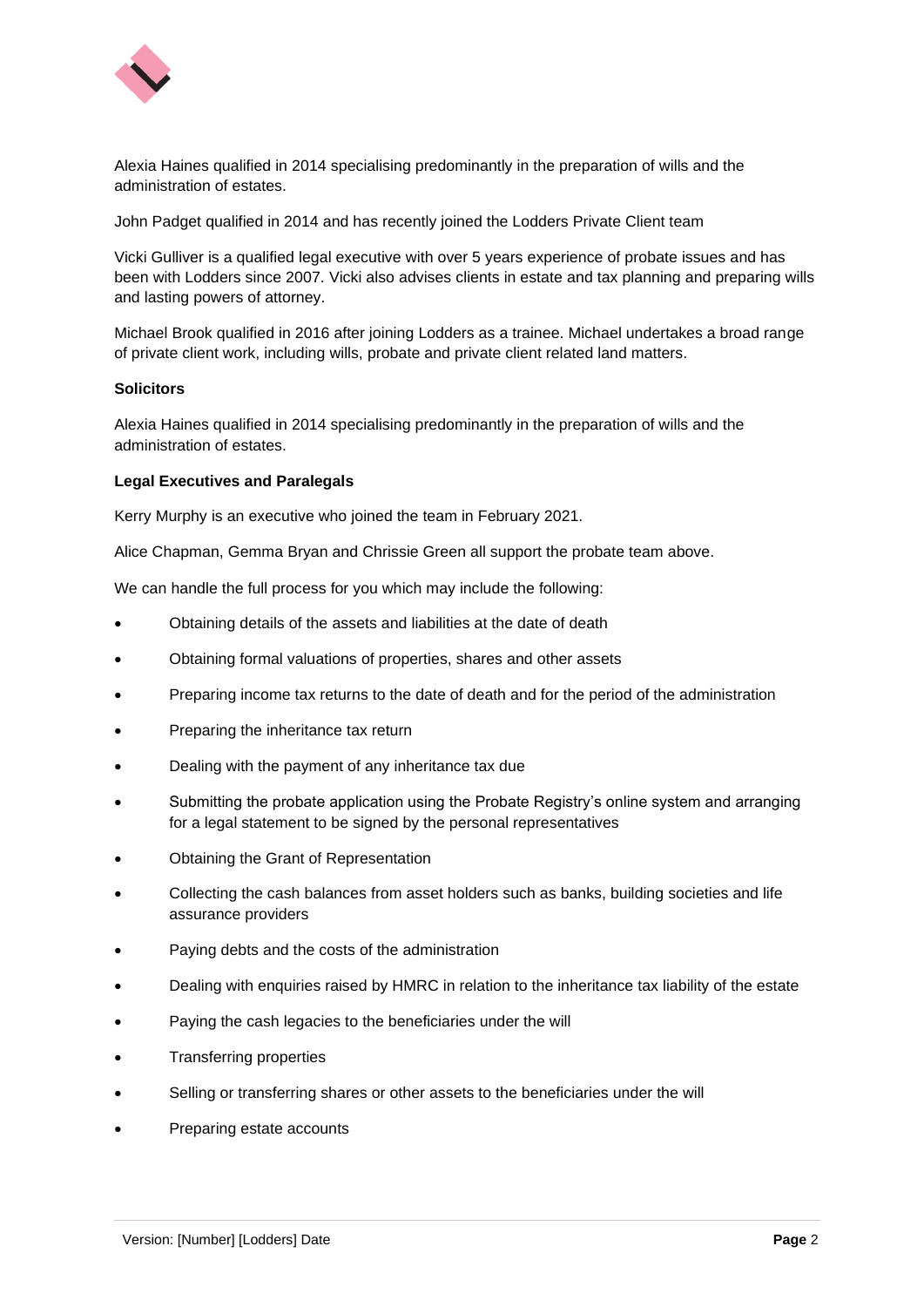Alexia Haines qualified in 2014 specialising predominantly in the preparation of wills and the administration of estates.

John Padget qualified in 2014 and has recently joined the Lodders Private Client team

Vicki Gulliver is a qualified legal executive with over 5 years experience of probate issues and has been with Lodders since 2007. Vicki also advises clients in estate and tax planning and preparing wills and lasting powers of attorney.

Michael Brook qualified in 2016 after joining Lodders as a trainee. Michael undertakes a broad range of private client work, including wills, probate and private client related land matters.

**Solicitors**

Alexia Haines qualified in 2014 specialising predominantly in the preparation of wills and the administration of estates.

**Legal Executives and Paralegals**

Kerry Murphy is an executive who joined the team in February 2021.

Alice Chapman, Gemma Bryan and Chrissie Green all support the probate team above.

We can handle the full process for you which may include the following:

- Obtaining details of the assets and liabilities at the date of death
- Obtaining formal valuations of properties, shares and other assets
- Preparing income tax returns to the date of death and for the period of the administration
- Preparing the inheritance tax return
- Dealing with the payment of any inheritance tax due
- Submitting the probate application using the Probate Registry's online system and arranging for a legal statement to be signed by the personal representatives
- Obtaining the Grant of Representation
- Collecting the cash balances from asset holders such as banks, building societies and life assurance providers
- Paying debts and the costs of the administration
- Dealing with enquiries raised by HMRC in relation to the inheritance tax liability of the estate
- Paying the cash legacies to the beneficiaries under the will
- Transferring properties
- Selling or transferring shares or other assets to the beneficiaries under the will
- Preparing estate accounts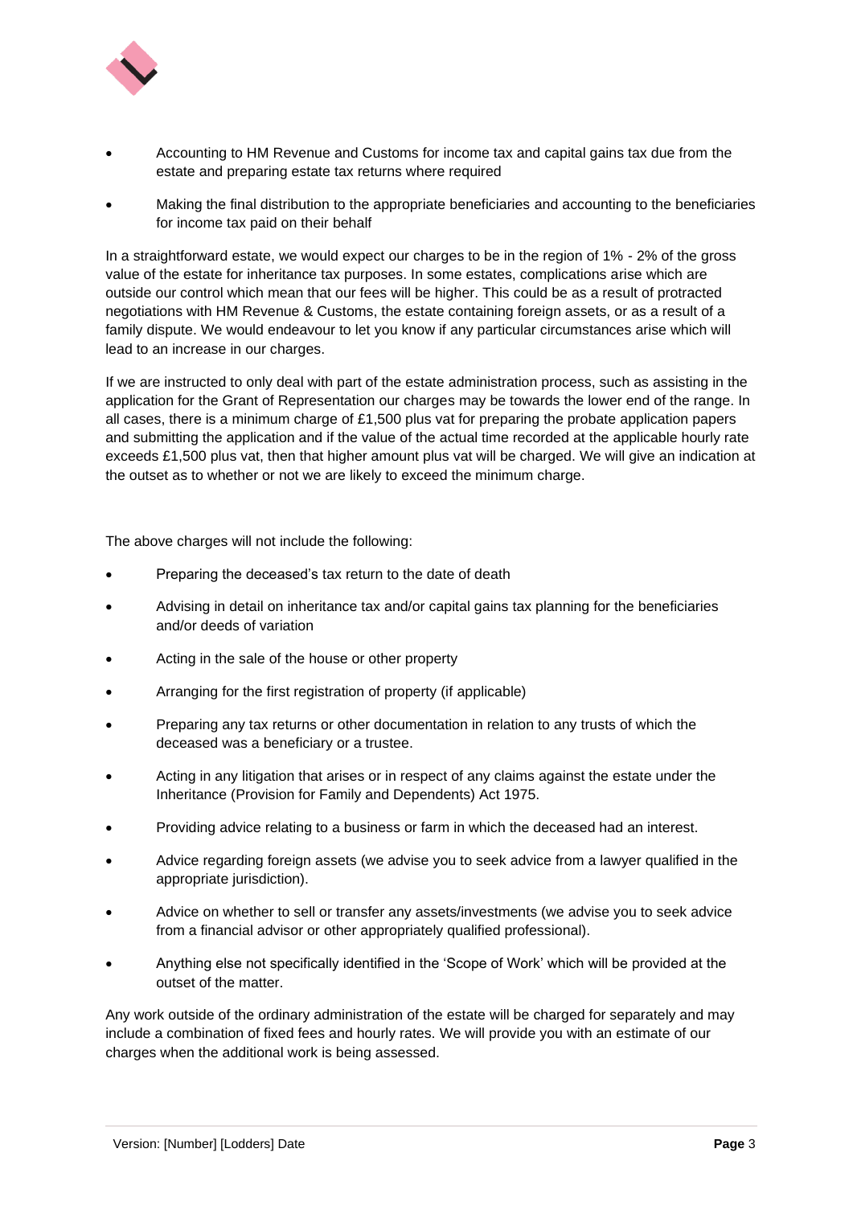- Accounting to HM Revenue and Customs for income tax and capital gains tax due from the estate and preparing estate tax returns where required
- Making the final distribution to the appropriate beneficiaries and accounting to the beneficiaries for income tax paid on their behalf

In a straightforward estate, we would expect our charges to be in the region of 1% - 2% of the gross value of the estate for inheritance tax purposes. In some estates, complications arise which are outside our control which mean that our fees will be higher. This could be as a result of protracted negotiations with HM Revenue & Customs, the estate containing foreign assets, or as a result of a family dispute. We would endeavour to let you know if any particular circumstances arise which will lead to an increase in our charges.

If we are instructed to only deal with part of the estate administration process, such as assisting in the application for the Grant of Representation our charges may be towards the lower end of the range. In all cases, there is a minimum charge of £1,500 plus vat for preparing the probate application papers and submitting the application and if the value of the actual time recorded at the applicable hourly rate exceeds £1,500 plus vat, then that higher amount plus vat will be charged. We will give an indication at the outset as to whether or not we are likely to exceed the minimum charge.

The above charges will not include the following:

- Preparing the deceased's tax return to the date of death
- Advising in detail on inheritance tax and/or capital gains tax planning for the beneficiaries and/or deeds of variation
- Acting in the sale of the house or other property
- Arranging for the first registration of property (if applicable)
- Preparing any tax returns or other documentation in relation to any trusts of which the deceased was a beneficiary or a trustee.
- Acting in any litigation that arises or in respect of any claims against the estate under the Inheritance (Provision for Family and Dependents) Act 1975.
- Providing advice relating to a business or farm in which the deceased had an interest.
- Advice regarding foreign assets (we advise you to seek advice from a lawyer qualified in the appropriate jurisdiction).
- Advice on whether to sell or transfer any assets/investments (we advise you to seek advice from a financial advisor or other appropriately qualified professional).
- Anything else not specifically identified in the 'Scope of Work' which will be provided at the outset of the matter.

Any work outside of the ordinary administration of the estate will be charged for separately and may include a combination of fixed fees and hourly rates. We will provide you with an estimate of our charges when the additional work is being assessed.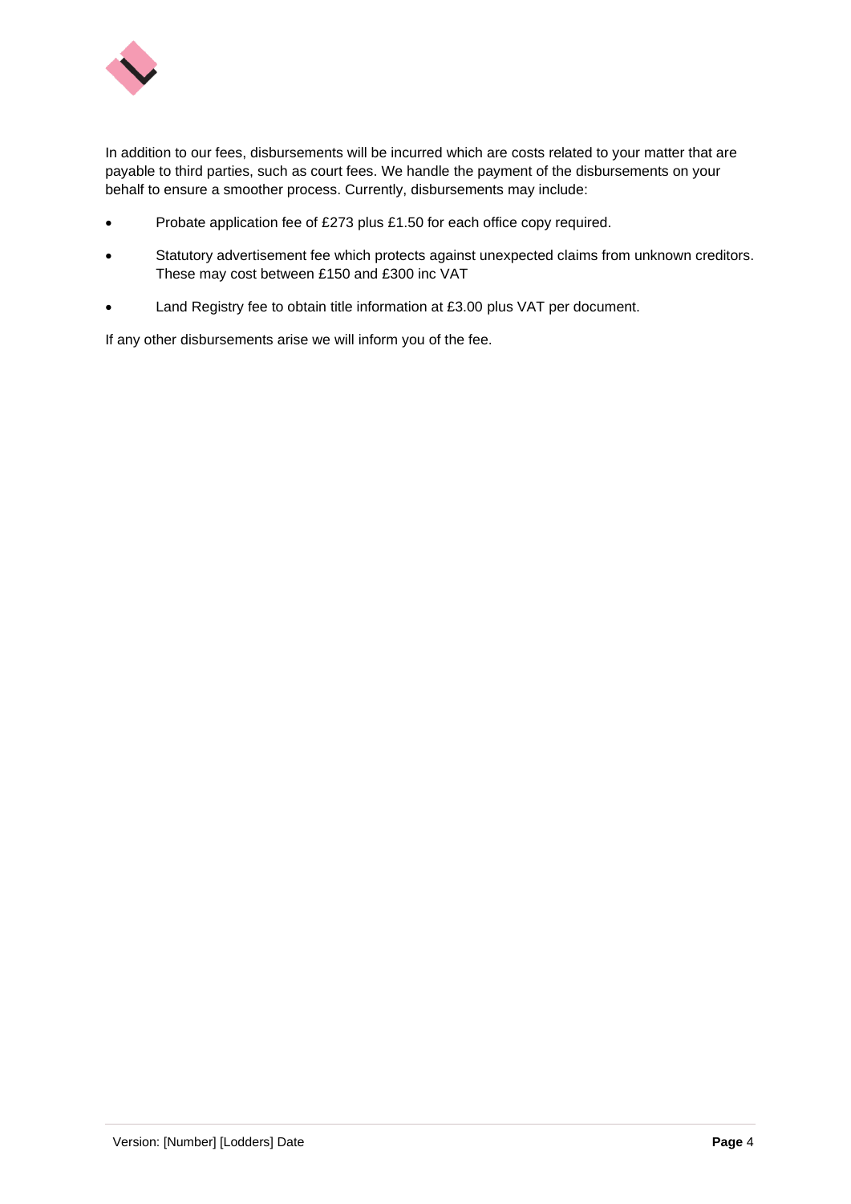In addition to our fees, disbursements will be incurred which are costs related to your matter that are payable to third parties, such as court fees. We handle the payment of the disbursements on your behalf to ensure a smoother process. Currently, disbursements may include:

- Probate application fee of £273 plus £1.50 for each office copy required.
- Statutory advertisement fee which protects against unexpected claims from unknown creditors. These may cost between £150 and £300 inc VAT
- Land Registry fee to obtain title information at £3.00 plus VAT per document.

If any other disbursements arise we will inform you of the fee.